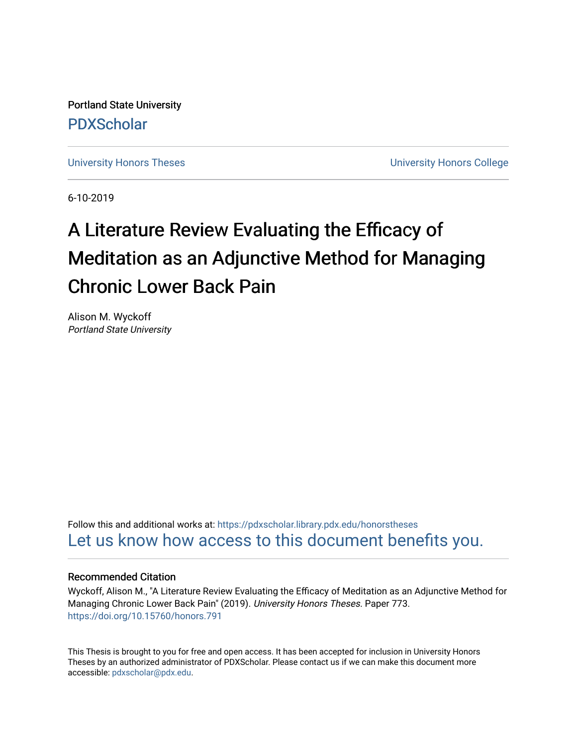Portland State University

PDXScholar

University Honors Theses

University Honors College

6-10-2019

# A Literature Review Evaluating the Efficacy of Meditation as an Adjunctive Method for Managing Chronic Lower Back Pain

Alison M. Wyckoff
*Portland State University*

Follow this and additional works at: https://pdxscholar.library.pdx.edu/honorstheses

Let us know how access to this document benefits you.

### Recommended Citation

Wyckoff, Alison M., "A Literature Review Evaluating the Efficacy of Meditation as an Adjunctive Method for Managing Chronic Lower Back Pain" (2019). *University Honors Theses.* Paper 773.
https://doi.org/10.15760/honors.791

This Thesis is brought to you for free and open access. It has been accepted for inclusion in University Honors Theses by an authorized administrator of PDXScholar. Please contact us if we can make this document more accessible: pdxscholar@pdx.edu.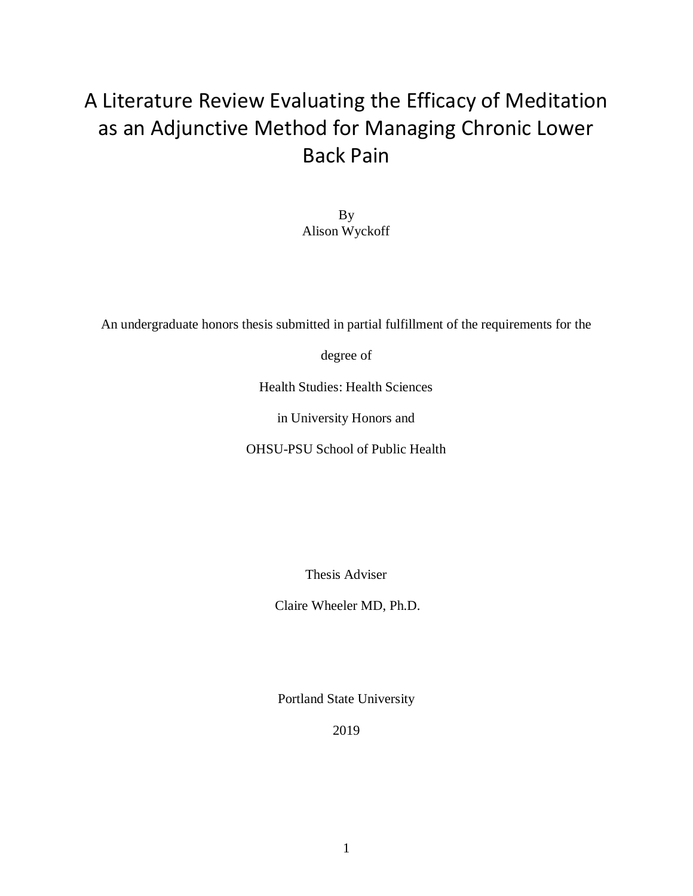# A Literature Review Evaluating the Efficacy of Meditation as an Adjunctive Method for Managing Chronic Lower Back Pain

By

Alison Wyckoff

An undergraduate honors thesis submitted in partial fulfillment of the requirements for the

degree of

Health Studies: Health Sciences

in University Honors and

OHSU-PSU School of Public Health

Thesis Adviser

Claire Wheeler MD, Ph.D.

Portland State University

2019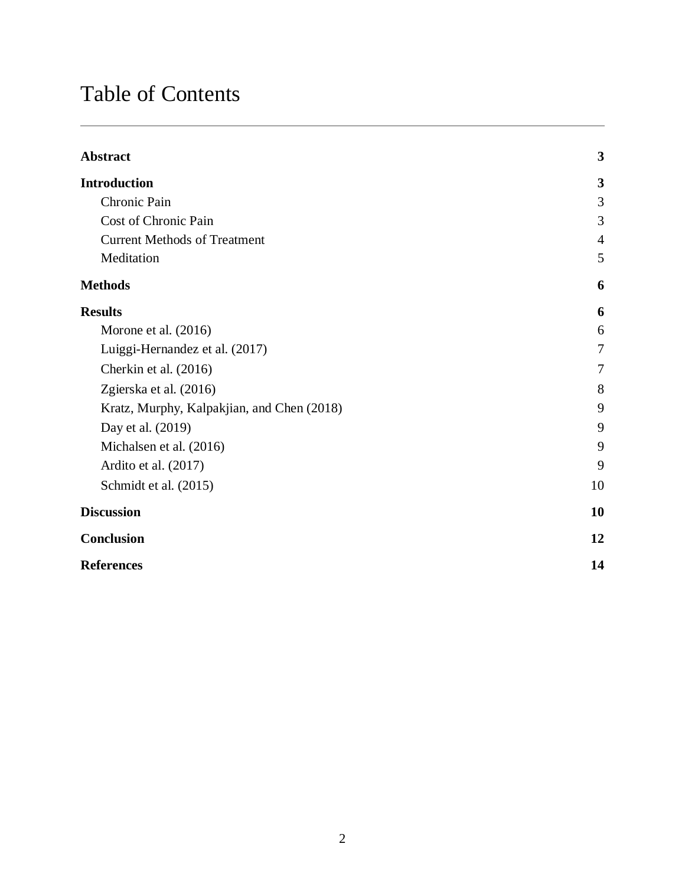# Table of Contents

| | |
|---|---|
| **Abstract** | **3** |
| **Introduction** | **3** |
| Chronic Pain | 3 |
| Cost of Chronic Pain | 3 |
| Current Methods of Treatment | 4 |
| Meditation | 5 |
| **Methods** | **6** |
| **Results** | **6** |
| Morone et al. (2016) | 6 |
| Luiggi-Hernandez et al. (2017) | 7 |
| Cherkin et al. (2016) | 7 |
| Zgierska et al. (2016) | 8 |
| Kratz, Murphy, Kalpakjian, and Chen (2018) | 9 |
| Day et al. (2019) | 9 |
| Michalsen et al. (2016) | 9 |
| Ardito et al. (2017) | 9 |
| Schmidt et al. (2015) | 10 |
| **Discussion** | **10** |
| **Conclusion** | **12** |
| **References** | **14** |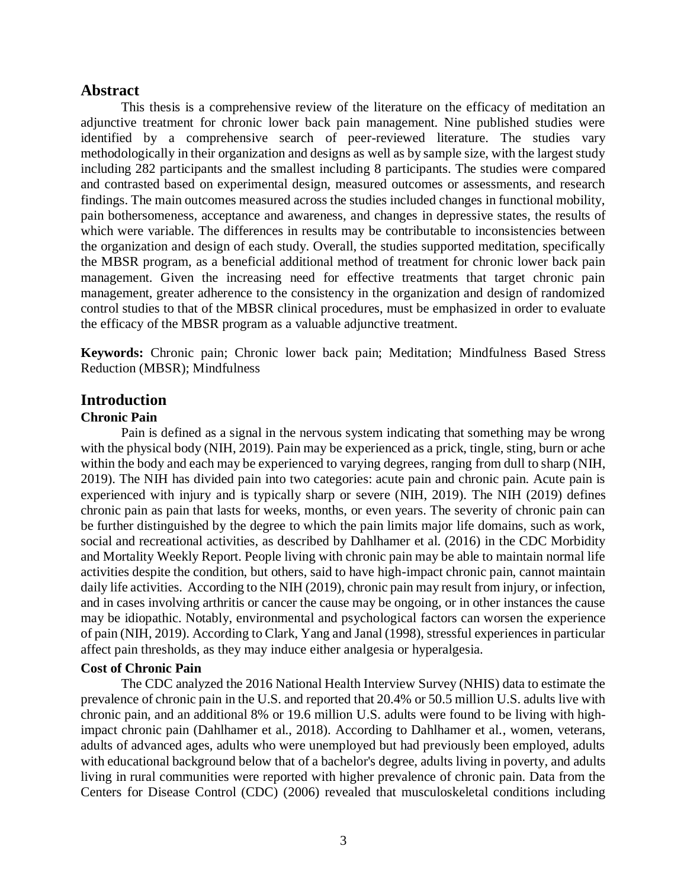## Abstract

This thesis is a comprehensive review of the literature on the efficacy of meditation an adjunctive treatment for chronic lower back pain management. Nine published studies were identified by a comprehensive search of peer-reviewed literature. The studies vary methodologically in their organization and designs as well as by sample size, with the largest study including 282 participants and the smallest including 8 participants. The studies were compared and contrasted based on experimental design, measured outcomes or assessments, and research findings. The main outcomes measured across the studies included changes in functional mobility, pain bothersomeness, acceptance and awareness, and changes in depressive states, the results of which were variable. The differences in results may be contributable to inconsistencies between the organization and design of each study. Overall, the studies supported meditation, specifically the MBSR program, as a beneficial additional method of treatment for chronic lower back pain management. Given the increasing need for effective treatments that target chronic pain management, greater adherence to the consistency in the organization and design of randomized control studies to that of the MBSR clinical procedures, must be emphasized in order to evaluate the efficacy of the MBSR program as a valuable adjunctive treatment.

**Keywords:** Chronic pain; Chronic lower back pain; Meditation; Mindfulness Based Stress Reduction (MBSR); Mindfulness

## Introduction

### Chronic Pain

Pain is defined as a signal in the nervous system indicating that something may be wrong with the physical body (NIH, 2019). Pain may be experienced as a prick, tingle, sting, burn or ache within the body and each may be experienced to varying degrees, ranging from dull to sharp (NIH, 2019). The NIH has divided pain into two categories: acute pain and chronic pain. Acute pain is experienced with injury and is typically sharp or severe (NIH, 2019). The NIH (2019) defines chronic pain as pain that lasts for weeks, months, or even years. The severity of chronic pain can be further distinguished by the degree to which the pain limits major life domains, such as work, social and recreational activities, as described by Dahlhamer et al. (2016) in the CDC Morbidity and Mortality Weekly Report. People living with chronic pain may be able to maintain normal life activities despite the condition, but others, said to have high-impact chronic pain, cannot maintain daily life activities. According to the NIH (2019), chronic pain may result from injury, or infection, and in cases involving arthritis or cancer the cause may be ongoing, or in other instances the cause may be idiopathic. Notably, environmental and psychological factors can worsen the experience of pain (NIH, 2019). According to Clark, Yang and Janal (1998), stressful experiences in particular affect pain thresholds, as they may induce either analgesia or hyperalgesia.

### Cost of Chronic Pain

The CDC analyzed the 2016 National Health Interview Survey (NHIS) data to estimate the prevalence of chronic pain in the U.S. and reported that 20.4% or 50.5 million U.S. adults live with chronic pain, and an additional 8% or 19.6 million U.S. adults were found to be living with high-impact chronic pain (Dahlhamer et al., 2018). According to Dahlhamer et al., women, veterans, adults of advanced ages, adults who were unemployed but had previously been employed, adults with educational background below that of a bachelor's degree, adults living in poverty, and adults living in rural communities were reported with higher prevalence of chronic pain. Data from the Centers for Disease Control (CDC) (2006) revealed that musculoskeletal conditions including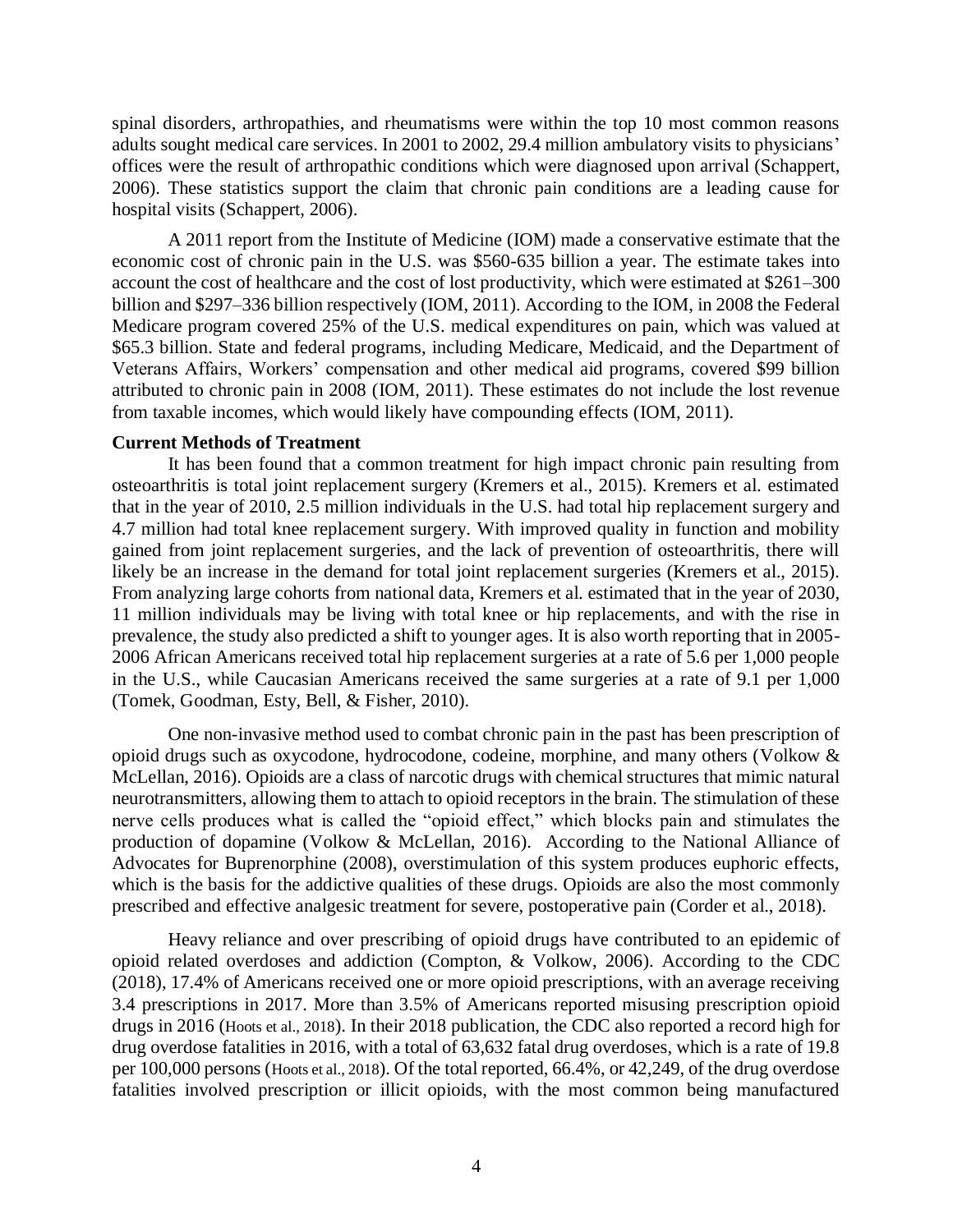spinal disorders, arthropathies, and rheumatisms were within the top 10 most common reasons adults sought medical care services. In 2001 to 2002, 29.4 million ambulatory visits to physicians' offices were the result of arthropathic conditions which were diagnosed upon arrival (Schappert, 2006). These statistics support the claim that chronic pain conditions are a leading cause for hospital visits (Schappert, 2006).

A 2011 report from the Institute of Medicine (IOM) made a conservative estimate that the economic cost of chronic pain in the U.S. was $560-635 billion a year. The estimate takes into account the cost of healthcare and the cost of lost productivity, which were estimated at $261–300 billion and $297–336 billion respectively (IOM, 2011). According to the IOM, in 2008 the Federal Medicare program covered 25% of the U.S. medical expenditures on pain, which was valued at $65.3 billion. State and federal programs, including Medicare, Medicaid, and the Department of Veterans Affairs, Workers' compensation and other medical aid programs, covered $99 billion attributed to chronic pain in 2008 (IOM, 2011). These estimates do not include the lost revenue from taxable incomes, which would likely have compounding effects (IOM, 2011).

**Current Methods of Treatment**

It has been found that a common treatment for high impact chronic pain resulting from osteoarthritis is total joint replacement surgery (Kremers et al., 2015). Kremers et al. estimated that in the year of 2010, 2.5 million individuals in the U.S. had total hip replacement surgery and 4.7 million had total knee replacement surgery. With improved quality in function and mobility gained from joint replacement surgeries, and the lack of prevention of osteoarthritis, there will likely be an increase in the demand for total joint replacement surgeries (Kremers et al., 2015). From analyzing large cohorts from national data, Kremers et al. estimated that in the year of 2030, 11 million individuals may be living with total knee or hip replacements, and with the rise in prevalence, the study also predicted a shift to younger ages. It is also worth reporting that in 2005-2006 African Americans received total hip replacement surgeries at a rate of 5.6 per 1,000 people in the U.S., while Caucasian Americans received the same surgeries at a rate of 9.1 per 1,000 (Tomek, Goodman, Esty, Bell, & Fisher, 2010).

One non-invasive method used to combat chronic pain in the past has been prescription of opioid drugs such as oxycodone, hydrocodone, codeine, morphine, and many others (Volkow & McLellan, 2016). Opioids are a class of narcotic drugs with chemical structures that mimic natural neurotransmitters, allowing them to attach to opioid receptors in the brain. The stimulation of these nerve cells produces what is called the "opioid effect," which blocks pain and stimulates the production of dopamine (Volkow & McLellan, 2016). According to the National Alliance of Advocates for Buprenorphine (2008), overstimulation of this system produces euphoric effects, which is the basis for the addictive qualities of these drugs. Opioids are also the most commonly prescribed and effective analgesic treatment for severe, postoperative pain (Corder et al., 2018).

Heavy reliance and over prescribing of opioid drugs have contributed to an epidemic of opioid related overdoses and addiction (Compton, & Volkow, 2006). According to the CDC (2018), 17.4% of Americans received one or more opioid prescriptions, with an average receiving 3.4 prescriptions in 2017. More than 3.5% of Americans reported misusing prescription opioid drugs in 2016 (Hoots et al., 2018). In their 2018 publication, the CDC also reported a record high for drug overdose fatalities in 2016, with a total of 63,632 fatal drug overdoses, which is a rate of 19.8 per 100,000 persons (Hoots et al., 2018). Of the total reported, 66.4%, or 42,249, of the drug overdose fatalities involved prescription or illicit opioids, with the most common being manufactured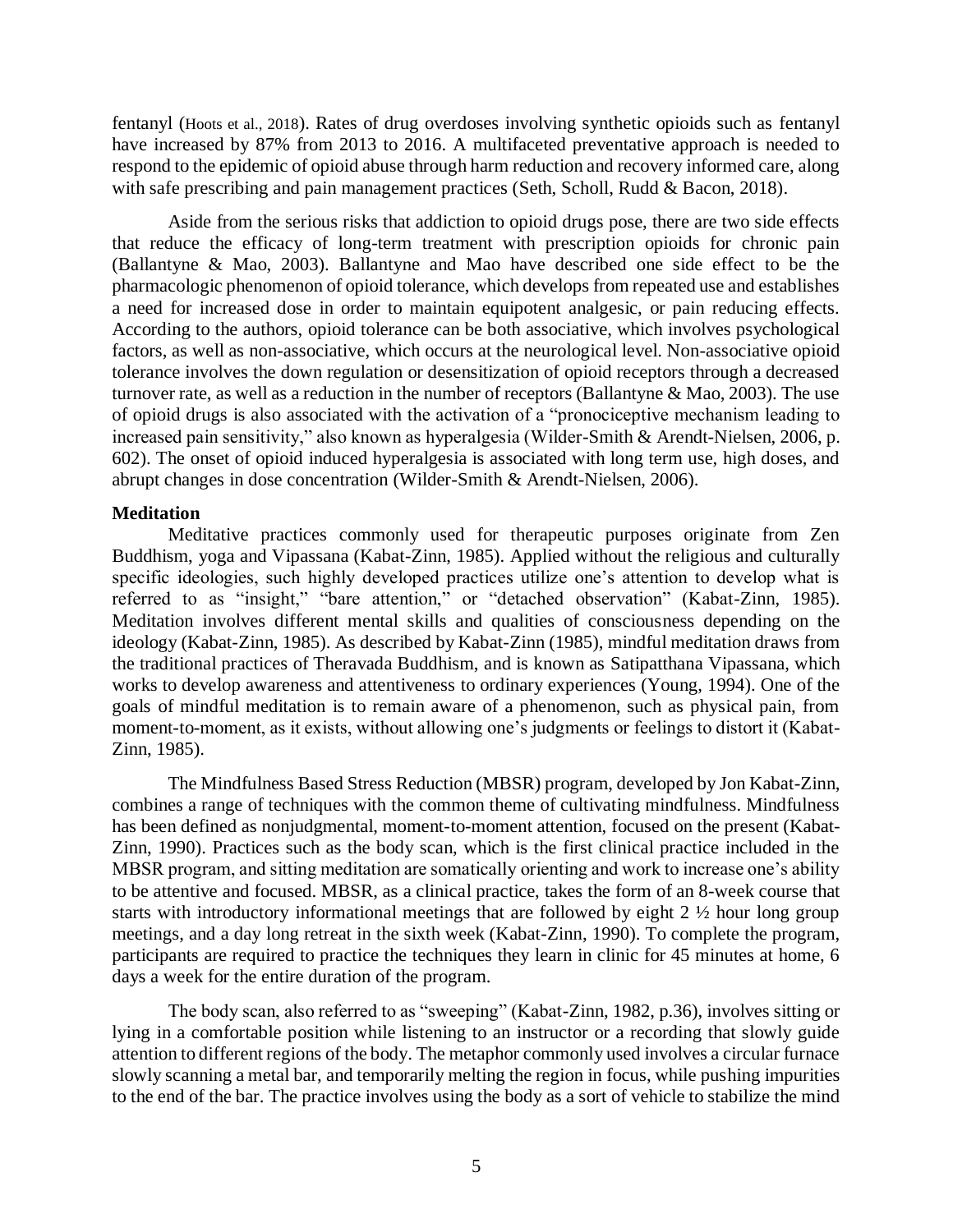fentanyl (Hoots et al., 2018). Rates of drug overdoses involving synthetic opioids such as fentanyl have increased by 87% from 2013 to 2016. A multifaceted preventative approach is needed to respond to the epidemic of opioid abuse through harm reduction and recovery informed care, along with safe prescribing and pain management practices (Seth, Scholl, Rudd & Bacon, 2018).

Aside from the serious risks that addiction to opioid drugs pose, there are two side effects that reduce the efficacy of long-term treatment with prescription opioids for chronic pain (Ballantyne & Mao, 2003). Ballantyne and Mao have described one side effect to be the pharmacologic phenomenon of opioid tolerance, which develops from repeated use and establishes a need for increased dose in order to maintain equipotent analgesic, or pain reducing effects. According to the authors, opioid tolerance can be both associative, which involves psychological factors, as well as non-associative, which occurs at the neurological level. Non-associative opioid tolerance involves the down regulation or desensitization of opioid receptors through a decreased turnover rate, as well as a reduction in the number of receptors (Ballantyne & Mao, 2003). The use of opioid drugs is also associated with the activation of a "pronociceptive mechanism leading to increased pain sensitivity," also known as hyperalgesia (Wilder-Smith & Arendt-Nielsen, 2006, p. 602). The onset of opioid induced hyperalgesia is associated with long term use, high doses, and abrupt changes in dose concentration (Wilder-Smith & Arendt-Nielsen, 2006).

**Meditation**

Meditative practices commonly used for therapeutic purposes originate from Zen Buddhism, yoga and Vipassana (Kabat-Zinn, 1985). Applied without the religious and culturally specific ideologies, such highly developed practices utilize one's attention to develop what is referred to as "insight," "bare attention," or "detached observation" (Kabat-Zinn, 1985). Meditation involves different mental skills and qualities of consciousness depending on the ideology (Kabat-Zinn, 1985). As described by Kabat-Zinn (1985), mindful meditation draws from the traditional practices of Theravada Buddhism, and is known as Satipatthana Vipassana, which works to develop awareness and attentiveness to ordinary experiences (Young, 1994). One of the goals of mindful meditation is to remain aware of a phenomenon, such as physical pain, from moment-to-moment, as it exists, without allowing one's judgments or feelings to distort it (Kabat-Zinn, 1985).

The Mindfulness Based Stress Reduction (MBSR) program, developed by Jon Kabat-Zinn, combines a range of techniques with the common theme of cultivating mindfulness. Mindfulness has been defined as nonjudgmental, moment-to-moment attention, focused on the present (Kabat-Zinn, 1990). Practices such as the body scan, which is the first clinical practice included in the MBSR program, and sitting meditation are somatically orienting and work to increase one's ability to be attentive and focused. MBSR, as a clinical practice, takes the form of an 8-week course that starts with introductory informational meetings that are followed by eight 2 ½ hour long group meetings, and a day long retreat in the sixth week (Kabat-Zinn, 1990). To complete the program, participants are required to practice the techniques they learn in clinic for 45 minutes at home, 6 days a week for the entire duration of the program.

The body scan, also referred to as "sweeping" (Kabat-Zinn, 1982, p.36), involves sitting or lying in a comfortable position while listening to an instructor or a recording that slowly guide attention to different regions of the body. The metaphor commonly used involves a circular furnace slowly scanning a metal bar, and temporarily melting the region in focus, while pushing impurities to the end of the bar. The practice involves using the body as a sort of vehicle to stabilize the mind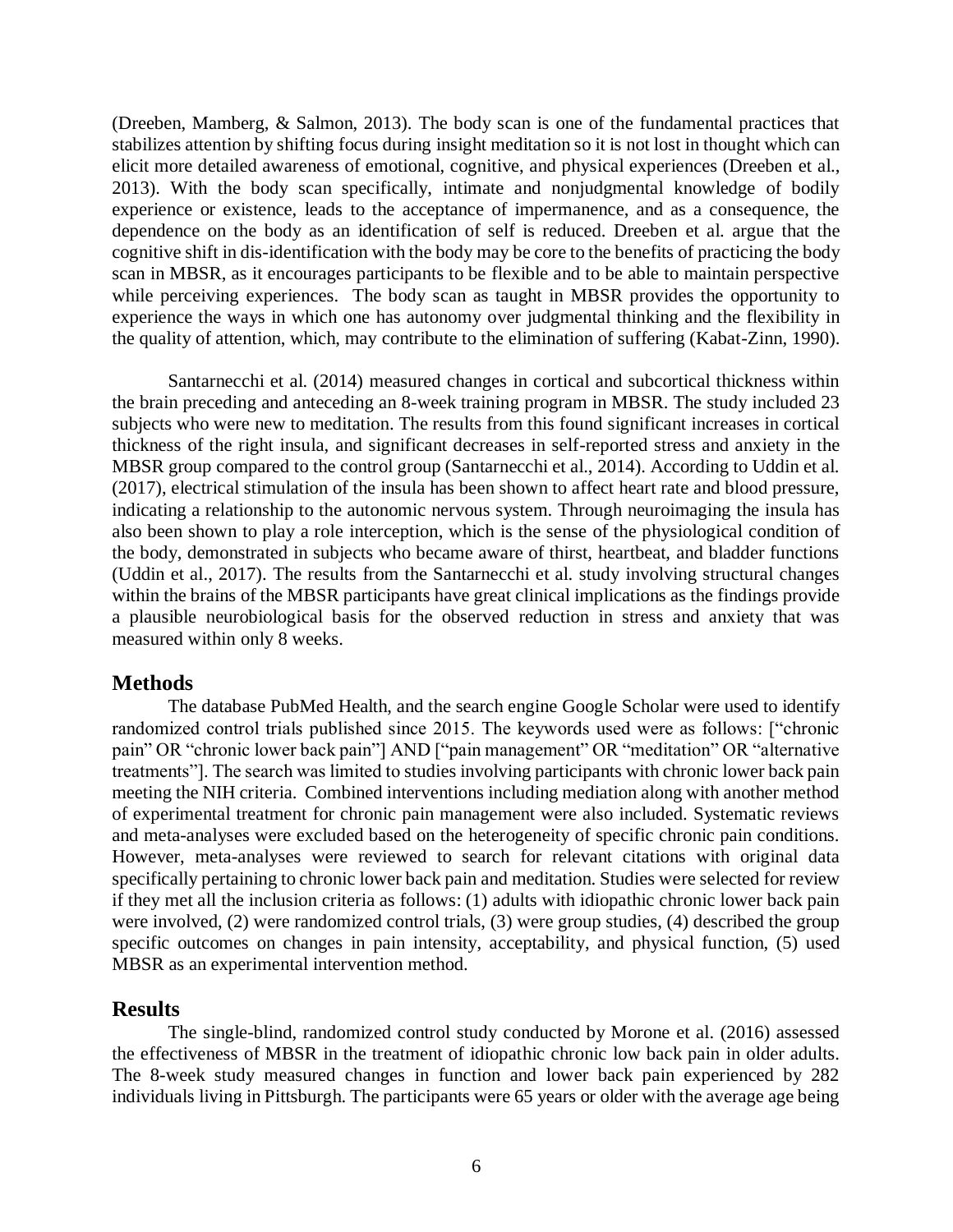(Dreeben, Mamberg, & Salmon, 2013). The body scan is one of the fundamental practices that stabilizes attention by shifting focus during insight meditation so it is not lost in thought which can elicit more detailed awareness of emotional, cognitive, and physical experiences (Dreeben et al., 2013). With the body scan specifically, intimate and nonjudgmental knowledge of bodily experience or existence, leads to the acceptance of impermanence, and as a consequence, the dependence on the body as an identification of self is reduced. Dreeben et al. argue that the cognitive shift in dis-identification with the body may be core to the benefits of practicing the body scan in MBSR, as it encourages participants to be flexible and to be able to maintain perspective while perceiving experiences. The body scan as taught in MBSR provides the opportunity to experience the ways in which one has autonomy over judgmental thinking and the flexibility in the quality of attention, which, may contribute to the elimination of suffering (Kabat-Zinn, 1990).

Santarnecchi et al. (2014) measured changes in cortical and subcortical thickness within the brain preceding and anteceding an 8-week training program in MBSR. The study included 23 subjects who were new to meditation. The results from this found significant increases in cortical thickness of the right insula, and significant decreases in self-reported stress and anxiety in the MBSR group compared to the control group (Santarnecchi et al., 2014). According to Uddin et al. (2017), electrical stimulation of the insula has been shown to affect heart rate and blood pressure, indicating a relationship to the autonomic nervous system. Through neuroimaging the insula has also been shown to play a role interception, which is the sense of the physiological condition of the body, demonstrated in subjects who became aware of thirst, heartbeat, and bladder functions (Uddin et al., 2017). The results from the Santarnecchi et al. study involving structural changes within the brains of the MBSR participants have great clinical implications as the findings provide a plausible neurobiological basis for the observed reduction in stress and anxiety that was measured within only 8 weeks.

## Methods

The database PubMed Health, and the search engine Google Scholar were used to identify randomized control trials published since 2015. The keywords used were as follows: ["chronic pain" OR "chronic lower back pain"] AND ["pain management" OR "meditation" OR "alternative treatments"]. The search was limited to studies involving participants with chronic lower back pain meeting the NIH criteria. Combined interventions including mediation along with another method of experimental treatment for chronic pain management were also included. Systematic reviews and meta-analyses were excluded based on the heterogeneity of specific chronic pain conditions. However, meta-analyses were reviewed to search for relevant citations with original data specifically pertaining to chronic lower back pain and meditation. Studies were selected for review if they met all the inclusion criteria as follows: (1) adults with idiopathic chronic lower back pain were involved, (2) were randomized control trials, (3) were group studies, (4) described the group specific outcomes on changes in pain intensity, acceptability, and physical function, (5) used MBSR as an experimental intervention method.

## Results

The single-blind, randomized control study conducted by Morone et al. (2016) assessed the effectiveness of MBSR in the treatment of idiopathic chronic low back pain in older adults. The 8-week study measured changes in function and lower back pain experienced by 282 individuals living in Pittsburgh. The participants were 65 years or older with the average age being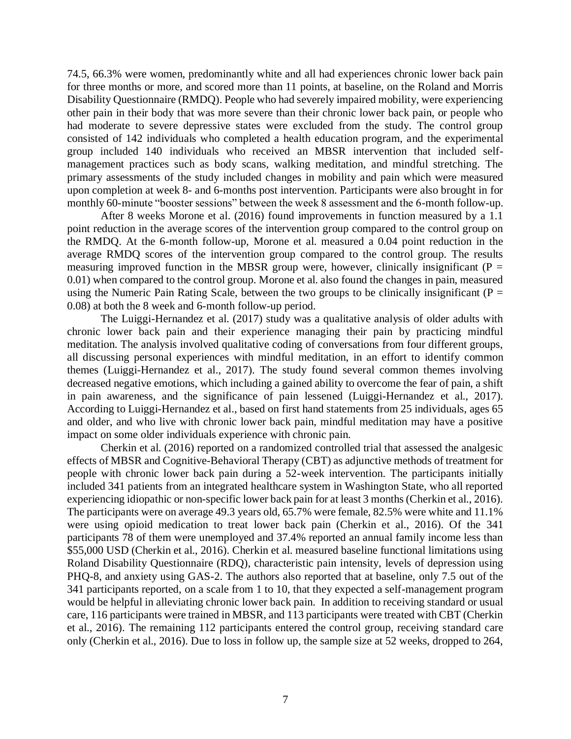74.5, 66.3% were women, predominantly white and all had experiences chronic lower back pain for three months or more, and scored more than 11 points, at baseline, on the Roland and Morris Disability Questionnaire (RMDQ). People who had severely impaired mobility, were experiencing other pain in their body that was more severe than their chronic lower back pain, or people who had moderate to severe depressive states were excluded from the study. The control group consisted of 142 individuals who completed a health education program, and the experimental group included 140 individuals who received an MBSR intervention that included self-management practices such as body scans, walking meditation, and mindful stretching. The primary assessments of the study included changes in mobility and pain which were measured upon completion at week 8- and 6-months post intervention. Participants were also brought in for monthly 60-minute "booster sessions" between the week 8 assessment and the 6-month follow-up.

After 8 weeks Morone et al. (2016) found improvements in function measured by a 1.1 point reduction in the average scores of the intervention group compared to the control group on the RMDQ. At the 6-month follow-up, Morone et al. measured a 0.04 point reduction in the average RMDQ scores of the intervention group compared to the control group. The results measuring improved function in the MBSR group were, however, clinically insignificant ($P = 0.01$) when compared to the control group. Morone et al. also found the changes in pain, measured using the Numeric Pain Rating Scale, between the two groups to be clinically insignificant ($P = 0.08$) at both the 8 week and 6-month follow-up period.

The Luiggi-Hernandez et al. (2017) study was a qualitative analysis of older adults with chronic lower back pain and their experience managing their pain by practicing mindful meditation. The analysis involved qualitative coding of conversations from four different groups, all discussing personal experiences with mindful meditation, in an effort to identify common themes (Luiggi-Hernandez et al., 2017). The study found several common themes involving decreased negative emotions, which including a gained ability to overcome the fear of pain, a shift in pain awareness, and the significance of pain lessened (Luiggi-Hernandez et al., 2017). According to Luiggi-Hernandez et al., based on first hand statements from 25 individuals, ages 65 and older, and who live with chronic lower back pain, mindful meditation may have a positive impact on some older individuals experience with chronic pain.

Cherkin et al. (2016) reported on a randomized controlled trial that assessed the analgesic effects of MBSR and Cognitive-Behavioral Therapy (CBT) as adjunctive methods of treatment for people with chronic lower back pain during a 52-week intervention. The participants initially included 341 patients from an integrated healthcare system in Washington State, who all reported experiencing idiopathic or non-specific lower back pain for at least 3 months (Cherkin et al., 2016). The participants were on average 49.3 years old, 65.7% were female, 82.5% were white and 11.1% were using opioid medication to treat lower back pain (Cherkin et al., 2016). Of the 341 participants 78 of them were unemployed and 37.4% reported an annual family income less than \$55,000 USD (Cherkin et al., 2016). Cherkin et al. measured baseline functional limitations using Roland Disability Questionnaire (RDQ), characteristic pain intensity, levels of depression using PHQ-8, and anxiety using GAS-2. The authors also reported that at baseline, only 7.5 out of the 341 participants reported, on a scale from 1 to 10, that they expected a self-management program would be helpful in alleviating chronic lower back pain. In addition to receiving standard or usual care, 116 participants were trained in MBSR, and 113 participants were treated with CBT (Cherkin et al., 2016). The remaining 112 participants entered the control group, receiving standard care only (Cherkin et al., 2016). Due to loss in follow up, the sample size at 52 weeks, dropped to 264,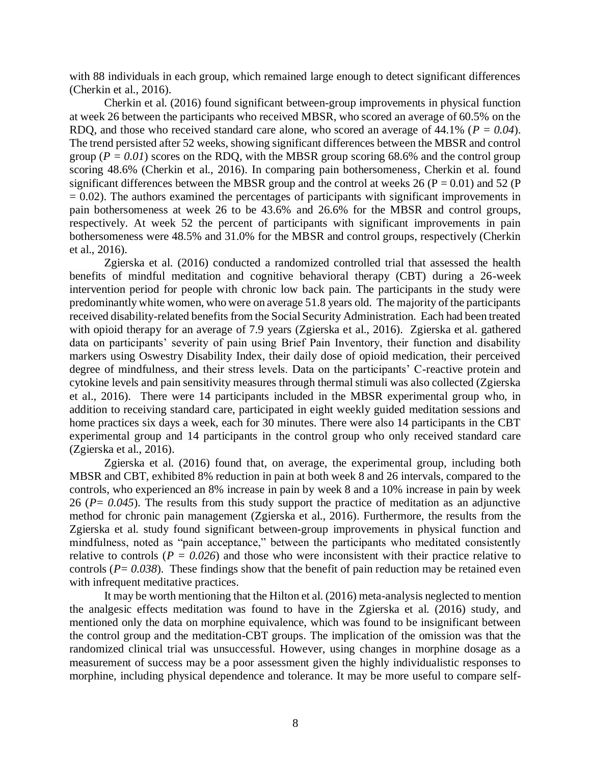with 88 individuals in each group, which remained large enough to detect significant differences (Cherkin et al., 2016).

Cherkin et al. (2016) found significant between-group improvements in physical function at week 26 between the participants who received MBSR, who scored an average of 60.5% on the RDQ, and those who received standard care alone, who scored an average of 44.1% (*P = 0.04*). The trend persisted after 52 weeks, showing significant differences between the MBSR and control group (*P = 0.01*) scores on the RDQ, with the MBSR group scoring 68.6% and the control group scoring 48.6% (Cherkin et al., 2016). In comparing pain bothersomeness, Cherkin et al. found significant differences between the MBSR group and the control at weeks 26 (P = 0.01) and 52 (P = 0.02). The authors examined the percentages of participants with significant improvements in pain bothersomeness at week 26 to be 43.6% and 26.6% for the MBSR and control groups, respectively. At week 52 the percent of participants with significant improvements in pain bothersomeness were 48.5% and 31.0% for the MBSR and control groups, respectively (Cherkin et al., 2016).

Zgierska et al. (2016) conducted a randomized controlled trial that assessed the health benefits of mindful meditation and cognitive behavioral therapy (CBT) during a 26-week intervention period for people with chronic low back pain. The participants in the study were predominantly white women, who were on average 51.8 years old. The majority of the participants received disability-related benefits from the Social Security Administration. Each had been treated with opioid therapy for an average of 7.9 years (Zgierska et al., 2016). Zgierska et al. gathered data on participants' severity of pain using Brief Pain Inventory, their function and disability markers using Oswestry Disability Index, their daily dose of opioid medication, their perceived degree of mindfulness, and their stress levels. Data on the participants' C-reactive protein and cytokine levels and pain sensitivity measures through thermal stimuli was also collected (Zgierska et al., 2016). There were 14 participants included in the MBSR experimental group who, in addition to receiving standard care, participated in eight weekly guided meditation sessions and home practices six days a week, each for 30 minutes. There were also 14 participants in the CBT experimental group and 14 participants in the control group who only received standard care (Zgierska et al., 2016).

Zgierska et al. (2016) found that, on average, the experimental group, including both MBSR and CBT, exhibited 8% reduction in pain at both week 8 and 26 intervals, compared to the controls, who experienced an 8% increase in pain by week 8 and a 10% increase in pain by week 26 (*P= 0.045*). The results from this study support the practice of meditation as an adjunctive method for chronic pain management (Zgierska et al., 2016). Furthermore, the results from the Zgierska et al. study found significant between-group improvements in physical function and mindfulness, noted as "pain acceptance," between the participants who meditated consistently relative to controls (*P = 0.026*) and those who were inconsistent with their practice relative to controls (*P= 0.038*). These findings show that the benefit of pain reduction may be retained even with infrequent meditative practices.

It may be worth mentioning that the Hilton et al. (2016) meta-analysis neglected to mention the analgesic effects meditation was found to have in the Zgierska et al. (2016) study, and mentioned only the data on morphine equivalence, which was found to be insignificant between the control group and the meditation-CBT groups. The implication of the omission was that the randomized clinical trial was unsuccessful. However, using changes in morphine dosage as a measurement of success may be a poor assessment given the highly individualistic responses to morphine, including physical dependence and tolerance. It may be more useful to compare self-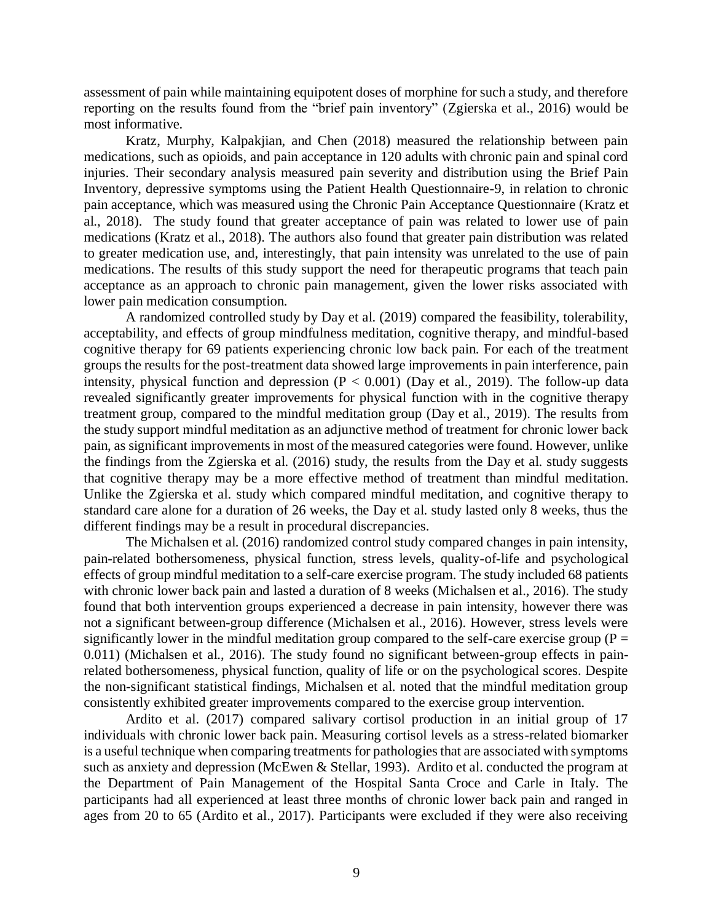assessment of pain while maintaining equipotent doses of morphine for such a study, and therefore reporting on the results found from the "brief pain inventory" (Zgierska et al., 2016) would be most informative.

Kratz, Murphy, Kalpakjian, and Chen (2018) measured the relationship between pain medications, such as opioids, and pain acceptance in 120 adults with chronic pain and spinal cord injuries. Their secondary analysis measured pain severity and distribution using the Brief Pain Inventory, depressive symptoms using the Patient Health Questionnaire-9, in relation to chronic pain acceptance, which was measured using the Chronic Pain Acceptance Questionnaire (Kratz et al., 2018). The study found that greater acceptance of pain was related to lower use of pain medications (Kratz et al., 2018). The authors also found that greater pain distribution was related to greater medication use, and, interestingly, that pain intensity was unrelated to the use of pain medications. The results of this study support the need for therapeutic programs that teach pain acceptance as an approach to chronic pain management, given the lower risks associated with lower pain medication consumption.

A randomized controlled study by Day et al. (2019) compared the feasibility, tolerability, acceptability, and effects of group mindfulness meditation, cognitive therapy, and mindful-based cognitive therapy for 69 patients experiencing chronic low back pain. For each of the treatment groups the results for the post-treatment data showed large improvements in pain interference, pain intensity, physical function and depression ($P < 0.001$) (Day et al., 2019). The follow-up data revealed significantly greater improvements for physical function with in the cognitive therapy treatment group, compared to the mindful meditation group (Day et al., 2019). The results from the study support mindful meditation as an adjunctive method of treatment for chronic lower back pain, as significant improvements in most of the measured categories were found. However, unlike the findings from the Zgierska et al. (2016) study, the results from the Day et al. study suggests that cognitive therapy may be a more effective method of treatment than mindful meditation. Unlike the Zgierska et al. study which compared mindful meditation, and cognitive therapy to standard care alone for a duration of 26 weeks, the Day et al. study lasted only 8 weeks, thus the different findings may be a result in procedural discrepancies.

The Michalsen et al. (2016) randomized control study compared changes in pain intensity, pain-related bothersomeness, physical function, stress levels, quality-of-life and psychological effects of group mindful meditation to a self-care exercise program. The study included 68 patients with chronic lower back pain and lasted a duration of 8 weeks (Michalsen et al., 2016). The study found that both intervention groups experienced a decrease in pain intensity, however there was not a significant between-group difference (Michalsen et al., 2016). However, stress levels were significantly lower in the mindful meditation group compared to the self-care exercise group ($P = 0.011$) (Michalsen et al., 2016). The study found no significant between-group effects in pain-related bothersomeness, physical function, quality of life or on the psychological scores. Despite the non-significant statistical findings, Michalsen et al. noted that the mindful meditation group consistently exhibited greater improvements compared to the exercise group intervention.

Ardito et al. (2017) compared salivary cortisol production in an initial group of 17 individuals with chronic lower back pain. Measuring cortisol levels as a stress-related biomarker is a useful technique when comparing treatments for pathologies that are associated with symptoms such as anxiety and depression (McEwen & Stellar, 1993). Ardito et al. conducted the program at the Department of Pain Management of the Hospital Santa Croce and Carle in Italy. The participants had all experienced at least three months of chronic lower back pain and ranged in ages from 20 to 65 (Ardito et al., 2017). Participants were excluded if they were also receiving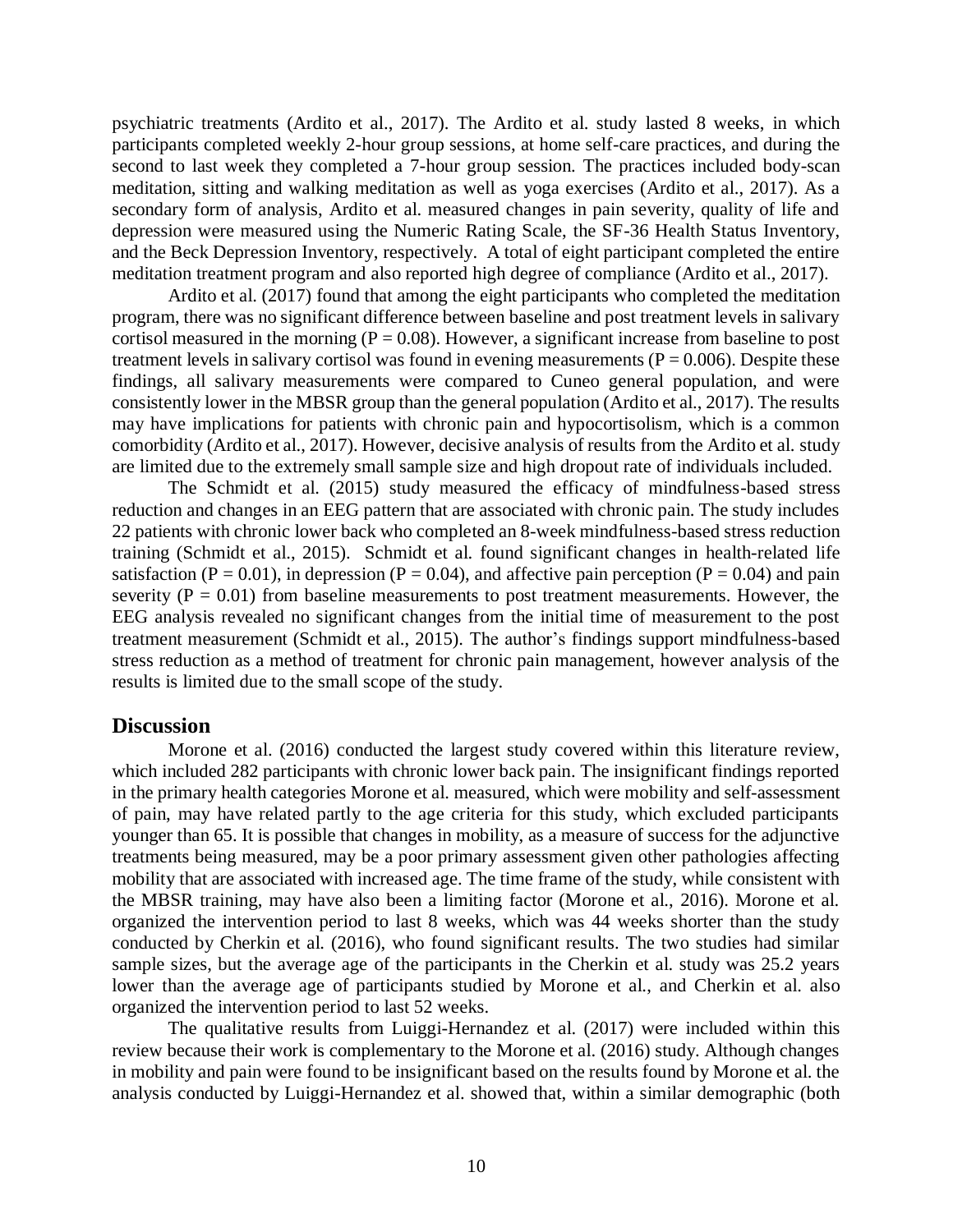psychiatric treatments (Ardito et al., 2017). The Ardito et al. study lasted 8 weeks, in which participants completed weekly 2-hour group sessions, at home self-care practices, and during the second to last week they completed a 7-hour group session. The practices included body-scan meditation, sitting and walking meditation as well as yoga exercises (Ardito et al., 2017). As a secondary form of analysis, Ardito et al. measured changes in pain severity, quality of life and depression were measured using the Numeric Rating Scale, the SF-36 Health Status Inventory, and the Beck Depression Inventory, respectively. A total of eight participant completed the entire meditation treatment program and also reported high degree of compliance (Ardito et al., 2017).

Ardito et al. (2017) found that among the eight participants who completed the meditation program, there was no significant difference between baseline and post treatment levels in salivary cortisol measured in the morning ($P = 0.08$). However, a significant increase from baseline to post treatment levels in salivary cortisol was found in evening measurements ($P = 0.006$). Despite these findings, all salivary measurements were compared to Cuneo general population, and were consistently lower in the MBSR group than the general population (Ardito et al., 2017). The results may have implications for patients with chronic pain and hypocortisolism, which is a common comorbidity (Ardito et al., 2017). However, decisive analysis of results from the Ardito et al. study are limited due to the extremely small sample size and high dropout rate of individuals included.

The Schmidt et al. (2015) study measured the efficacy of mindfulness-based stress reduction and changes in an EEG pattern that are associated with chronic pain. The study includes 22 patients with chronic lower back who completed an 8-week mindfulness-based stress reduction training (Schmidt et al., 2015). Schmidt et al. found significant changes in health-related life satisfaction ($P = 0.01$), in depression ($P = 0.04$), and affective pain perception ($P = 0.04$) and pain severity ($P = 0.01$) from baseline measurements to post treatment measurements. However, the EEG analysis revealed no significant changes from the initial time of measurement to the post treatment measurement (Schmidt et al., 2015). The author's findings support mindfulness-based stress reduction as a method of treatment for chronic pain management, however analysis of the results is limited due to the small scope of the study.

## Discussion

Morone et al. (2016) conducted the largest study covered within this literature review, which included 282 participants with chronic lower back pain. The insignificant findings reported in the primary health categories Morone et al. measured, which were mobility and self-assessment of pain, may have related partly to the age criteria for this study, which excluded participants younger than 65. It is possible that changes in mobility, as a measure of success for the adjunctive treatments being measured, may be a poor primary assessment given other pathologies affecting mobility that are associated with increased age. The time frame of the study, while consistent with the MBSR training, may have also been a limiting factor (Morone et al., 2016). Morone et al. organized the intervention period to last 8 weeks, which was 44 weeks shorter than the study conducted by Cherkin et al. (2016), who found significant results. The two studies had similar sample sizes, but the average age of the participants in the Cherkin et al. study was 25.2 years lower than the average age of participants studied by Morone et al., and Cherkin et al. also organized the intervention period to last 52 weeks.

The qualitative results from Luiggi-Hernandez et al. (2017) were included within this review because their work is complementary to the Morone et al. (2016) study. Although changes in mobility and pain were found to be insignificant based on the results found by Morone et al. the analysis conducted by Luiggi-Hernandez et al. showed that, within a similar demographic (both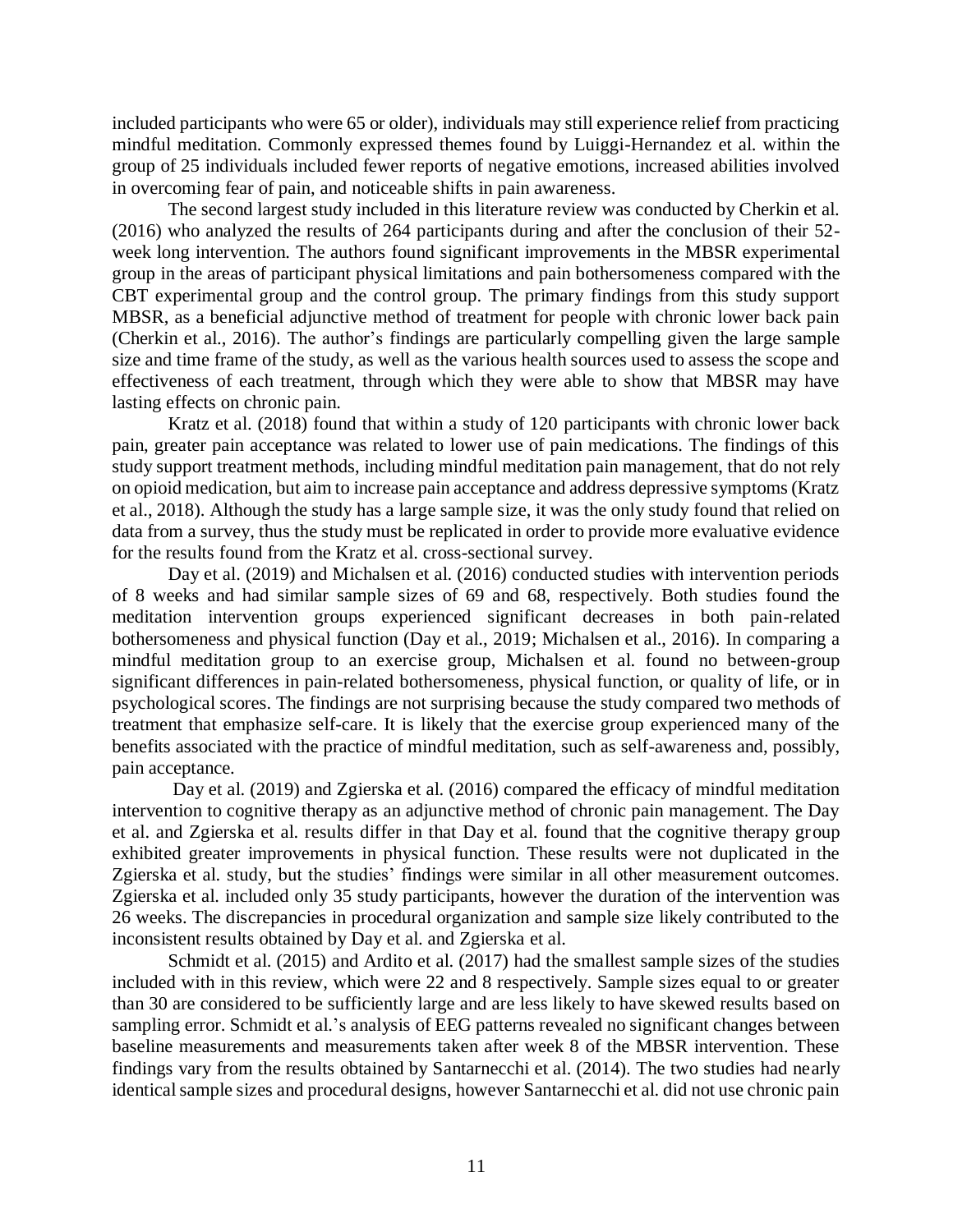included participants who were 65 or older), individuals may still experience relief from practicing mindful meditation. Commonly expressed themes found by Luiggi-Hernandez et al. within the group of 25 individuals included fewer reports of negative emotions, increased abilities involved in overcoming fear of pain, and noticeable shifts in pain awareness.

The second largest study included in this literature review was conducted by Cherkin et al. (2016) who analyzed the results of 264 participants during and after the conclusion of their 52-week long intervention. The authors found significant improvements in the MBSR experimental group in the areas of participant physical limitations and pain bothersomeness compared with the CBT experimental group and the control group. The primary findings from this study support MBSR, as a beneficial adjunctive method of treatment for people with chronic lower back pain (Cherkin et al., 2016). The author's findings are particularly compelling given the large sample size and time frame of the study, as well as the various health sources used to assess the scope and effectiveness of each treatment, through which they were able to show that MBSR may have lasting effects on chronic pain.

Kratz et al. (2018) found that within a study of 120 participants with chronic lower back pain, greater pain acceptance was related to lower use of pain medications. The findings of this study support treatment methods, including mindful meditation pain management, that do not rely on opioid medication, but aim to increase pain acceptance and address depressive symptoms (Kratz et al., 2018). Although the study has a large sample size, it was the only study found that relied on data from a survey, thus the study must be replicated in order to provide more evaluative evidence for the results found from the Kratz et al. cross-sectional survey.

Day et al. (2019) and Michalsen et al. (2016) conducted studies with intervention periods of 8 weeks and had similar sample sizes of 69 and 68, respectively. Both studies found the meditation intervention groups experienced significant decreases in both pain-related bothersomeness and physical function (Day et al., 2019; Michalsen et al., 2016). In comparing a mindful meditation group to an exercise group, Michalsen et al. found no between-group significant differences in pain-related bothersomeness, physical function, or quality of life, or in psychological scores. The findings are not surprising because the study compared two methods of treatment that emphasize self-care. It is likely that the exercise group experienced many of the benefits associated with the practice of mindful meditation, such as self-awareness and, possibly, pain acceptance.

Day et al. (2019) and Zgierska et al. (2016) compared the efficacy of mindful meditation intervention to cognitive therapy as an adjunctive method of chronic pain management. The Day et al. and Zgierska et al. results differ in that Day et al. found that the cognitive therapy group exhibited greater improvements in physical function. These results were not duplicated in the Zgierska et al. study, but the studies' findings were similar in all other measurement outcomes. Zgierska et al. included only 35 study participants, however the duration of the intervention was 26 weeks. The discrepancies in procedural organization and sample size likely contributed to the inconsistent results obtained by Day et al. and Zgierska et al.

Schmidt et al. (2015) and Ardito et al. (2017) had the smallest sample sizes of the studies included with in this review, which were 22 and 8 respectively. Sample sizes equal to or greater than 30 are considered to be sufficiently large and are less likely to have skewed results based on sampling error. Schmidt et al.'s analysis of EEG patterns revealed no significant changes between baseline measurements and measurements taken after week 8 of the MBSR intervention. These findings vary from the results obtained by Santarnecchi et al. (2014). The two studies had nearly identical sample sizes and procedural designs, however Santarnecchi et al. did not use chronic pain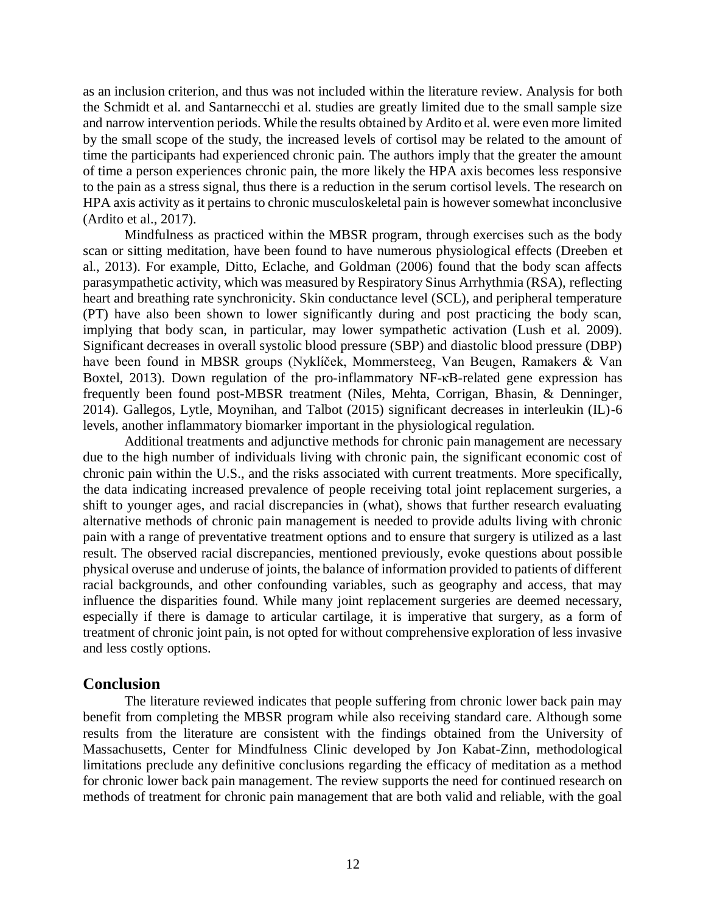as an inclusion criterion, and thus was not included within the literature review. Analysis for both the Schmidt et al. and Santarnecchi et al. studies are greatly limited due to the small sample size and narrow intervention periods. While the results obtained by Ardito et al. were even more limited by the small scope of the study, the increased levels of cortisol may be related to the amount of time the participants had experienced chronic pain. The authors imply that the greater the amount of time a person experiences chronic pain, the more likely the HPA axis becomes less responsive to the pain as a stress signal, thus there is a reduction in the serum cortisol levels. The research on HPA axis activity as it pertains to chronic musculoskeletal pain is however somewhat inconclusive (Ardito et al., 2017).

Mindfulness as practiced within the MBSR program, through exercises such as the body scan or sitting meditation, have been found to have numerous physiological effects (Dreeben et al., 2013). For example, Ditto, Eclache, and Goldman (2006) found that the body scan affects parasympathetic activity, which was measured by Respiratory Sinus Arrhythmia (RSA), reflecting heart and breathing rate synchronicity. Skin conductance level (SCL), and peripheral temperature (PT) have also been shown to lower significantly during and post practicing the body scan, implying that body scan, in particular, may lower sympathetic activation (Lush et al. 2009). Significant decreases in overall systolic blood pressure (SBP) and diastolic blood pressure (DBP) have been found in MBSR groups (Nyklíček, Mommersteeg, Van Beugen, Ramakers & Van Boxtel, 2013). Down regulation of the pro-inflammatory NF-κB-related gene expression has frequently been found post-MBSR treatment (Niles, Mehta, Corrigan, Bhasin, & Denninger, 2014). Gallegos, Lytle, Moynihan, and Talbot (2015) significant decreases in interleukin (IL)-6 levels, another inflammatory biomarker important in the physiological regulation.

Additional treatments and adjunctive methods for chronic pain management are necessary due to the high number of individuals living with chronic pain, the significant economic cost of chronic pain within the U.S., and the risks associated with current treatments. More specifically, the data indicating increased prevalence of people receiving total joint replacement surgeries, a shift to younger ages, and racial discrepancies in (what), shows that further research evaluating alternative methods of chronic pain management is needed to provide adults living with chronic pain with a range of preventative treatment options and to ensure that surgery is utilized as a last result. The observed racial discrepancies, mentioned previously, evoke questions about possible physical overuse and underuse of joints, the balance of information provided to patients of different racial backgrounds, and other confounding variables, such as geography and access, that may influence the disparities found. While many joint replacement surgeries are deemed necessary, especially if there is damage to articular cartilage, it is imperative that surgery, as a form of treatment of chronic joint pain, is not opted for without comprehensive exploration of less invasive and less costly options.

## Conclusion

The literature reviewed indicates that people suffering from chronic lower back pain may benefit from completing the MBSR program while also receiving standard care. Although some results from the literature are consistent with the findings obtained from the University of Massachusetts, Center for Mindfulness Clinic developed by Jon Kabat-Zinn, methodological limitations preclude any definitive conclusions regarding the efficacy of meditation as a method for chronic lower back pain management. The review supports the need for continued research on methods of treatment for chronic pain management that are both valid and reliable, with the goal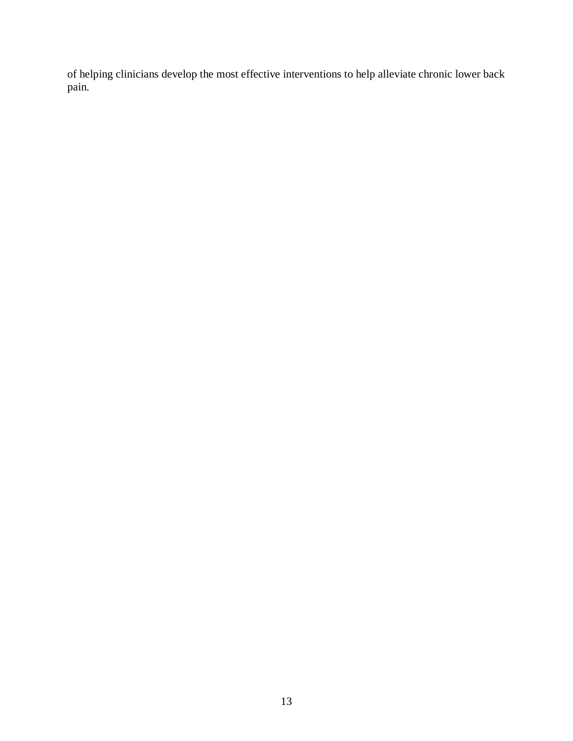of helping clinicians develop the most effective interventions to help alleviate chronic lower back pain.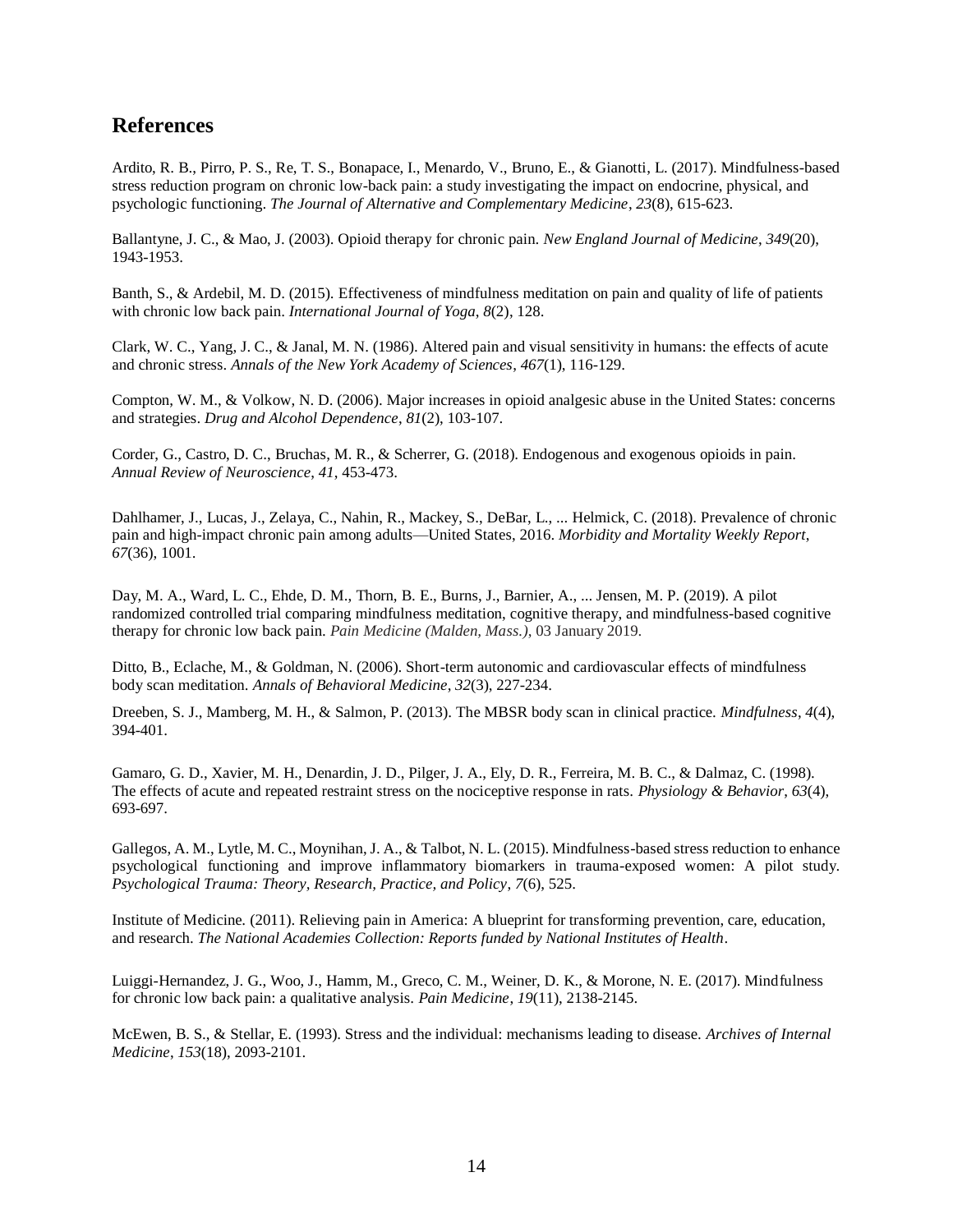## References

Ardito, R. B., Pirro, P. S., Re, T. S., Bonapace, I., Menardo, V., Bruno, E., & Gianotti, L. (2017). Mindfulness-based stress reduction program on chronic low-back pain: a study investigating the impact on endocrine, physical, and psychologic functioning. *The Journal of Alternative and Complementary Medicine*, *23*(8), 615-623.

Ballantyne, J. C., & Mao, J. (2003). Opioid therapy for chronic pain. *New England Journal of Medicine*, *349*(20), 1943-1953.

Banth, S., & Ardebil, M. D. (2015). Effectiveness of mindfulness meditation on pain and quality of life of patients with chronic low back pain. *International Journal of Yoga*, *8*(2), 128.

Clark, W. C., Yang, J. C., & Janal, M. N. (1986). Altered pain and visual sensitivity in humans: the effects of acute and chronic stress. *Annals of the New York Academy of Sciences*, *467*(1), 116-129.

Compton, W. M., & Volkow, N. D. (2006). Major increases in opioid analgesic abuse in the United States: concerns and strategies. *Drug and Alcohol Dependence*, *81*(2), 103-107.

Corder, G., Castro, D. C., Bruchas, M. R., & Scherrer, G. (2018). Endogenous and exogenous opioids in pain. *Annual Review of Neuroscience*, *41*, 453-473.

Dahlhamer, J., Lucas, J., Zelaya, C., Nahin, R., Mackey, S., DeBar, L., ... Helmick, C. (2018). Prevalence of chronic pain and high-impact chronic pain among adults—United States, 2016. *Morbidity and Mortality Weekly Report*, *67*(36), 1001.

Day, M. A., Ward, L. C., Ehde, D. M., Thorn, B. E., Burns, J., Barnier, A., ... Jensen, M. P. (2019). A pilot randomized controlled trial comparing mindfulness meditation, cognitive therapy, and mindfulness-based cognitive therapy for chronic low back pain. *Pain Medicine (Malden, Mass.)*, 03 January 2019.

Ditto, B., Eclache, M., & Goldman, N. (2006). Short-term autonomic and cardiovascular effects of mindfulness body scan meditation. *Annals of Behavioral Medicine*, *32*(3), 227-234.

Dreeben, S. J., Mamberg, M. H., & Salmon, P. (2013). The MBSR body scan in clinical practice. *Mindfulness*, *4*(4), 394-401.

Gamaro, G. D., Xavier, M. H., Denardin, J. D., Pilger, J. A., Ely, D. R., Ferreira, M. B. C., & Dalmaz, C. (1998). The effects of acute and repeated restraint stress on the nociceptive response in rats. *Physiology & Behavior*, *63*(4), 693-697.

Gallegos, A. M., Lytle, M. C., Moynihan, J. A., & Talbot, N. L. (2015). Mindfulness-based stress reduction to enhance psychological functioning and improve inflammatory biomarkers in trauma-exposed women: A pilot study. *Psychological Trauma: Theory, Research, Practice, and Policy*, *7*(6), 525.

Institute of Medicine. (2011). Relieving pain in America: A blueprint for transforming prevention, care, education, and research. *The National Academies Collection: Reports funded by National Institutes of Health*.

Luiggi-Hernandez, J. G., Woo, J., Hamm, M., Greco, C. M., Weiner, D. K., & Morone, N. E. (2017). Mindfulness for chronic low back pain: a qualitative analysis. *Pain Medicine*, *19*(11), 2138-2145.

McEwen, B. S., & Stellar, E. (1993). Stress and the individual: mechanisms leading to disease. *Archives of Internal Medicine*, *153*(18), 2093-2101.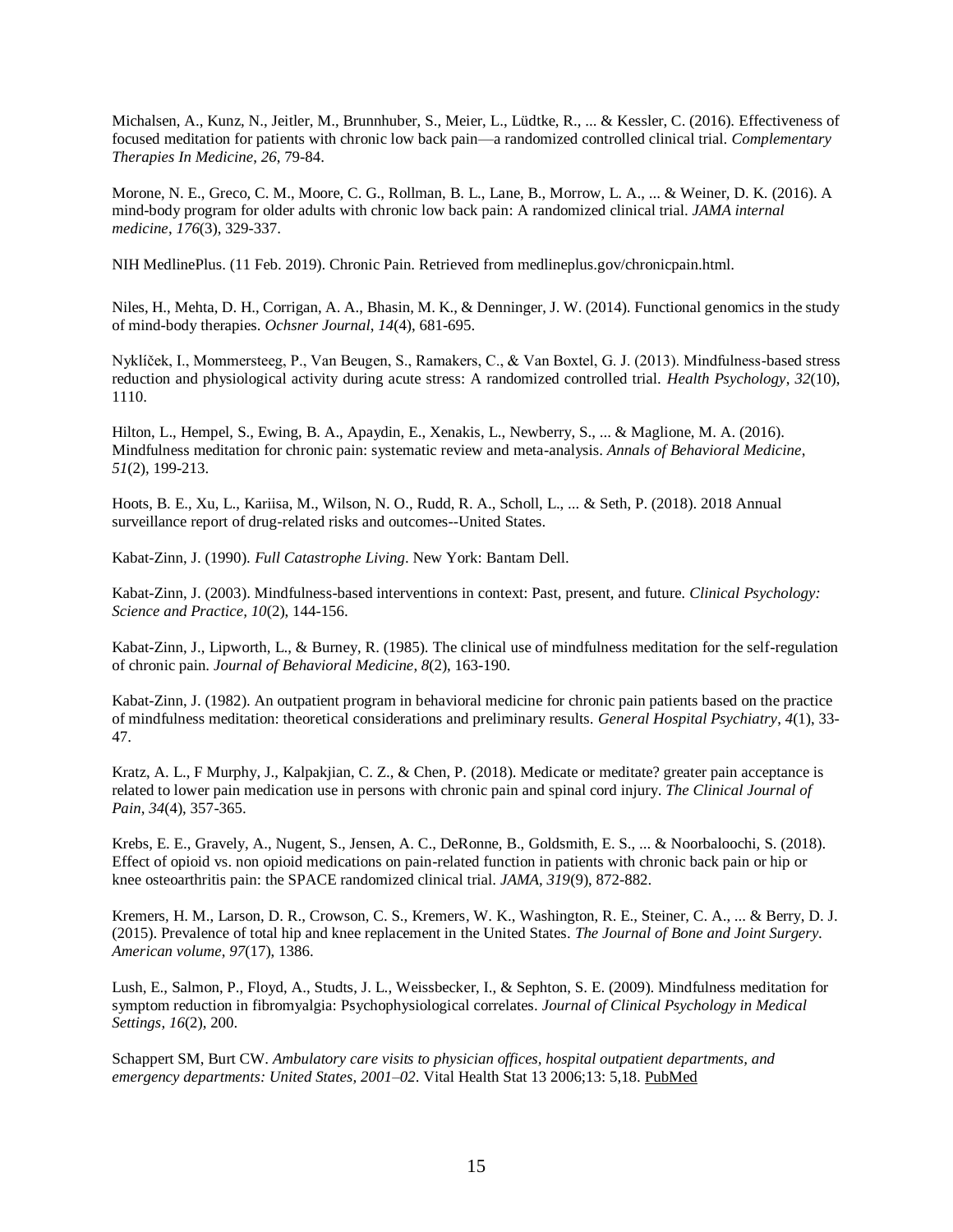Michalsen, A., Kunz, N., Jeitler, M., Brunnhuber, S., Meier, L., Lüdtke, R., ... & Kessler, C. (2016). Effectiveness of focused meditation for patients with chronic low back pain—a randomized controlled clinical trial. *Complementary Therapies In Medicine*, *26*, 79-84.

Morone, N. E., Greco, C. M., Moore, C. G., Rollman, B. L., Lane, B., Morrow, L. A., ... & Weiner, D. K. (2016). A mind-body program for older adults with chronic low back pain: A randomized clinical trial. *JAMA internal medicine*, *176*(3), 329-337.

NIH MedlinePlus. (11 Feb. 2019). Chronic Pain. Retrieved from medlineplus.gov/chronicpain.html.

Niles, H., Mehta, D. H., Corrigan, A. A., Bhasin, M. K., & Denninger, J. W. (2014). Functional genomics in the study of mind-body therapies. *Ochsner Journal*, *14*(4), 681-695.

Nyklíček, I., Mommersteeg, P., Van Beugen, S., Ramakers, C., & Van Boxtel, G. J. (2013). Mindfulness-based stress reduction and physiological activity during acute stress: A randomized controlled trial. *Health Psychology*, *32*(10), 1110.

Hilton, L., Hempel, S., Ewing, B. A., Apaydin, E., Xenakis, L., Newberry, S., ... & Maglione, M. A. (2016). Mindfulness meditation for chronic pain: systematic review and meta-analysis. *Annals of Behavioral Medicine*, *51*(2), 199-213.

Hoots, B. E., Xu, L., Kariisa, M., Wilson, N. O., Rudd, R. A., Scholl, L., ... & Seth, P. (2018). 2018 Annual surveillance report of drug-related risks and outcomes--United States.

Kabat-Zinn, J. (1990). *Full Catastrophe Living*. New York: Bantam Dell.

Kabat-Zinn, J. (2003). Mindfulness-based interventions in context: Past, present, and future. *Clinical Psychology: Science and Practice, 10*(2), 144-156.

Kabat-Zinn, J., Lipworth, L., & Burney, R. (1985). The clinical use of mindfulness meditation for the self-regulation of chronic pain. *Journal of Behavioral Medicine*, *8*(2), 163-190.

Kabat-Zinn, J. (1982). An outpatient program in behavioral medicine for chronic pain patients based on the practice of mindfulness meditation: theoretical considerations and preliminary results. *General Hospital Psychiatry*, *4*(1), 33-47.

Kratz, A. L., F Murphy, J., Kalpakjian, C. Z., & Chen, P. (2018). Medicate or meditate? greater pain acceptance is related to lower pain medication use in persons with chronic pain and spinal cord injury. *The Clinical Journal of Pain*, *34*(4), 357-365.

Krebs, E. E., Gravely, A., Nugent, S., Jensen, A. C., DeRonne, B., Goldsmith, E. S., ... & Noorbaloochi, S. (2018). Effect of opioid vs. non opioid medications on pain-related function in patients with chronic back pain or hip or knee osteoarthritis pain: the SPACE randomized clinical trial. *JAMA*, *319*(9), 872-882.

Kremers, H. M., Larson, D. R., Crowson, C. S., Kremers, W. K., Washington, R. E., Steiner, C. A., ... & Berry, D. J. (2015). Prevalence of total hip and knee replacement in the United States. *The Journal of Bone and Joint Surgery. American volume*, *97*(17), 1386.

Lush, E., Salmon, P., Floyd, A., Studts, J. L., Weissbecker, I., & Sephton, S. E. (2009). Mindfulness meditation for symptom reduction in fibromyalgia: Psychophysiological correlates. *Journal of Clinical Psychology in Medical Settings*, *16*(2), 200.

Schappert SM, Burt CW. *Ambulatory care visits to physician offices, hospital outpatient departments, and emergency departments: United States, 2001–02*. Vital Health Stat 13 2006;13: 5,18. PubMed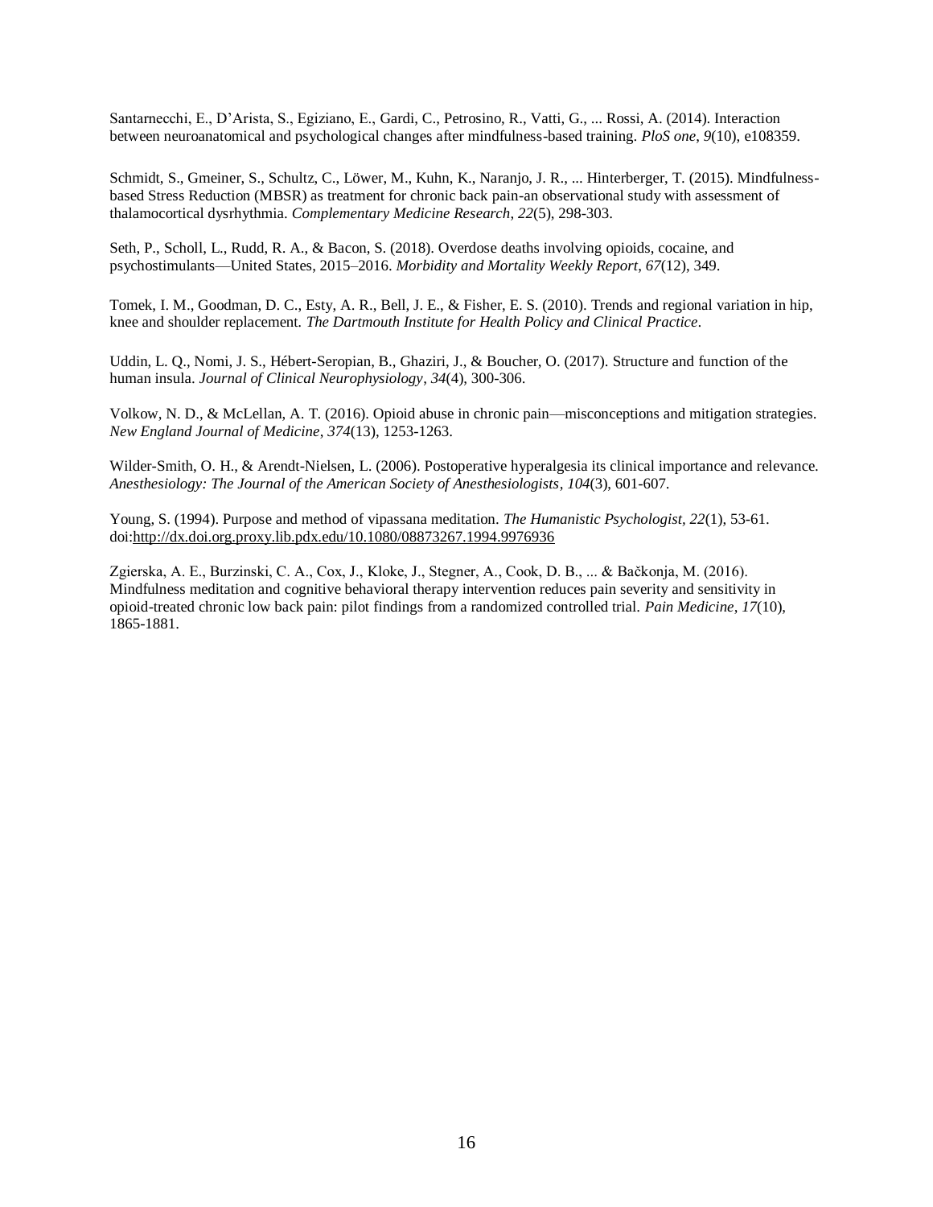Santarnecchi, E., D'Arista, S., Egiziano, E., Gardi, C., Petrosino, R., Vatti, G., ... Rossi, A. (2014). Interaction between neuroanatomical and psychological changes after mindfulness-based training. *PloS one*, *9*(10), e108359.

Schmidt, S., Gmeiner, S., Schultz, C., Löwer, M., Kuhn, K., Naranjo, J. R., ... Hinterberger, T. (2015). Mindfulness-based Stress Reduction (MBSR) as treatment for chronic back pain-an observational study with assessment of thalamocortical dysrhythmia. *Complementary Medicine Research*, *22*(5), 298-303.

Seth, P., Scholl, L., Rudd, R. A., & Bacon, S. (2018). Overdose deaths involving opioids, cocaine, and psychostimulants—United States, 2015–2016. *Morbidity and Mortality Weekly Report*, *67*(12), 349.

Tomek, I. M., Goodman, D. C., Esty, A. R., Bell, J. E., & Fisher, E. S. (2010). Trends and regional variation in hip, knee and shoulder replacement. *The Dartmouth Institute for Health Policy and Clinical Practice*.

Uddin, L. Q., Nomi, J. S., Hébert-Seropian, B., Ghaziri, J., & Boucher, O. (2017). Structure and function of the human insula. *Journal of Clinical Neurophysiology*, *34*(4), 300-306.

Volkow, N. D., & McLellan, A. T. (2016). Opioid abuse in chronic pain—misconceptions and mitigation strategies. *New England Journal of Medicine*, *374*(13), 1253-1263.

Wilder-Smith, O. H., & Arendt-Nielsen, L. (2006). Postoperative hyperalgesia its clinical importance and relevance. *Anesthesiology: The Journal of the American Society of Anesthesiologists*, *104*(3), 601-607.

Young, S. (1994). Purpose and method of vipassana meditation. *The Humanistic Psychologist*, *22*(1), 53-61. doi:http://dx.doi.org.proxy.lib.pdx.edu/10.1080/08873267.1994.9976936

Zgierska, A. E., Burzinski, C. A., Cox, J., Kloke, J., Stegner, A., Cook, D. B., ... & Bačkonja, M. (2016). Mindfulness meditation and cognitive behavioral therapy intervention reduces pain severity and sensitivity in opioid-treated chronic low back pain: pilot findings from a randomized controlled trial. *Pain Medicine*, *17*(10), 1865-1881.